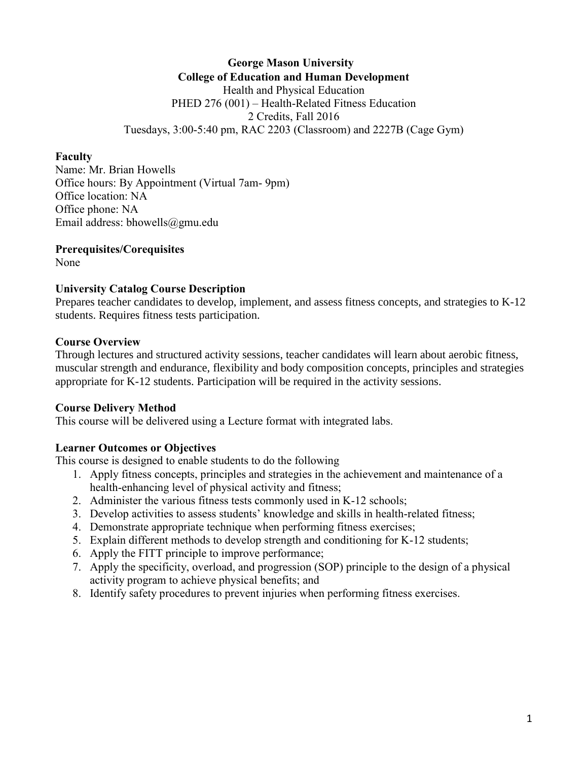**George Mason University**
**College of Education and Human Development**
Health and Physical Education
PHED 276 (001) – Health-Related Fitness Education
2 Credits, Fall 2016
Tuesdays, 3:00-5:40 pm, RAC 2203 (Classroom) and 2227B (Cage Gym)

## Faculty

Name: Mr. Brian Howells
Office hours: By Appointment (Virtual 7am- 9pm)
Office location: NA
Office phone: NA
Email address: bhowells@gmu.edu

## Prerequisites/Corequisites

None

## University Catalog Course Description

Prepares teacher candidates to develop, implement, and assess fitness concepts, and strategies to K-12 students. Requires fitness tests participation.

## Course Overview

Through lectures and structured activity sessions, teacher candidates will learn about aerobic fitness, muscular strength and endurance, flexibility and body composition concepts, principles and strategies appropriate for K-12 students. Participation will be required in the activity sessions.

## Course Delivery Method

This course will be delivered using a Lecture format with integrated labs.

## Learner Outcomes or Objectives

This course is designed to enable students to do the following

1. Apply fitness concepts, principles and strategies in the achievement and maintenance of a health-enhancing level of physical activity and fitness;
2. Administer the various fitness tests commonly used in K-12 schools;
3. Develop activities to assess students' knowledge and skills in health-related fitness;
4. Demonstrate appropriate technique when performing fitness exercises;
5. Explain different methods to develop strength and conditioning for K-12 students;
6. Apply the FITT principle to improve performance;
7. Apply the specificity, overload, and progression (SOP) principle to the design of a physical activity program to achieve physical benefits; and
8. Identify safety procedures to prevent injuries when performing fitness exercises.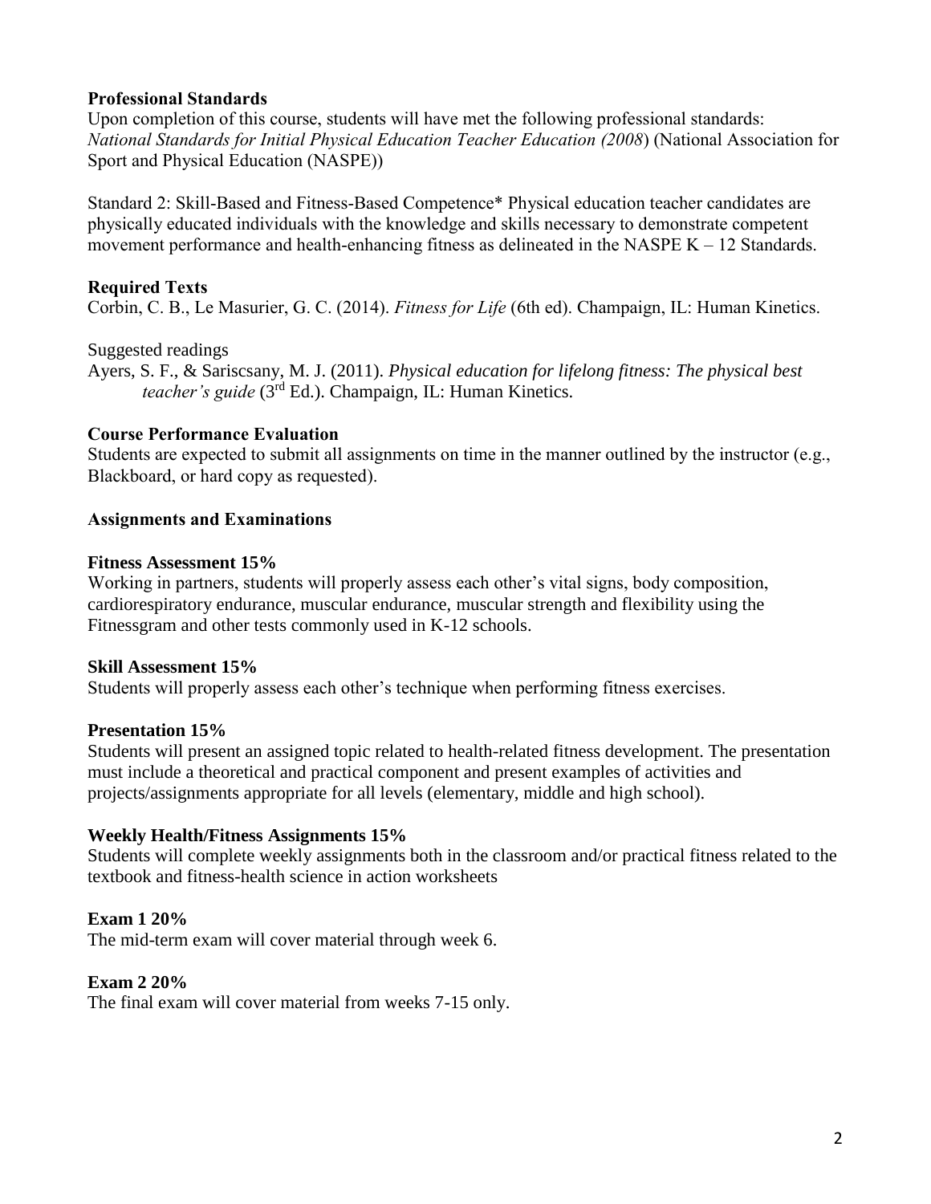## Professional Standards

Upon completion of this course, students will have met the following professional standards: *National Standards for Initial Physical Education Teacher Education (2008*) (National Association for Sport and Physical Education (NASPE))

Standard 2: Skill-Based and Fitness-Based Competence* Physical education teacher candidates are physically educated individuals with the knowledge and skills necessary to demonstrate competent movement performance and health-enhancing fitness as delineated in the NASPE K – 12 Standards.

## Required Texts

Corbin, C. B., Le Masurier, G. C. (2014). *Fitness for Life* (6th ed). Champaign, IL: Human Kinetics.

Suggested readings

Ayers, S. F., & Sariscsany, M. J. (2011). *Physical education for lifelong fitness: The physical best teacher's guide* (3rd Ed.). Champaign, IL: Human Kinetics.

## Course Performance Evaluation

Students are expected to submit all assignments on time in the manner outlined by the instructor (e.g., Blackboard, or hard copy as requested).

## Assignments and Examinations

**Fitness Assessment 15%**

Working in partners, students will properly assess each other's vital signs, body composition, cardiorespiratory endurance, muscular endurance, muscular strength and flexibility using the Fitnessgram and other tests commonly used in K-12 schools.

**Skill Assessment 15%**

Students will properly assess each other's technique when performing fitness exercises.

**Presentation 15%**

Students will present an assigned topic related to health-related fitness development. The presentation must include a theoretical and practical component and present examples of activities and projects/assignments appropriate for all levels (elementary, middle and high school).

**Weekly Health/Fitness Assignments 15%**

Students will complete weekly assignments both in the classroom and/or practical fitness related to the textbook and fitness-health science in action worksheets

**Exam 1 20%**

The mid-term exam will cover material through week 6.

**Exam 2 20%**

The final exam will cover material from weeks 7-15 only.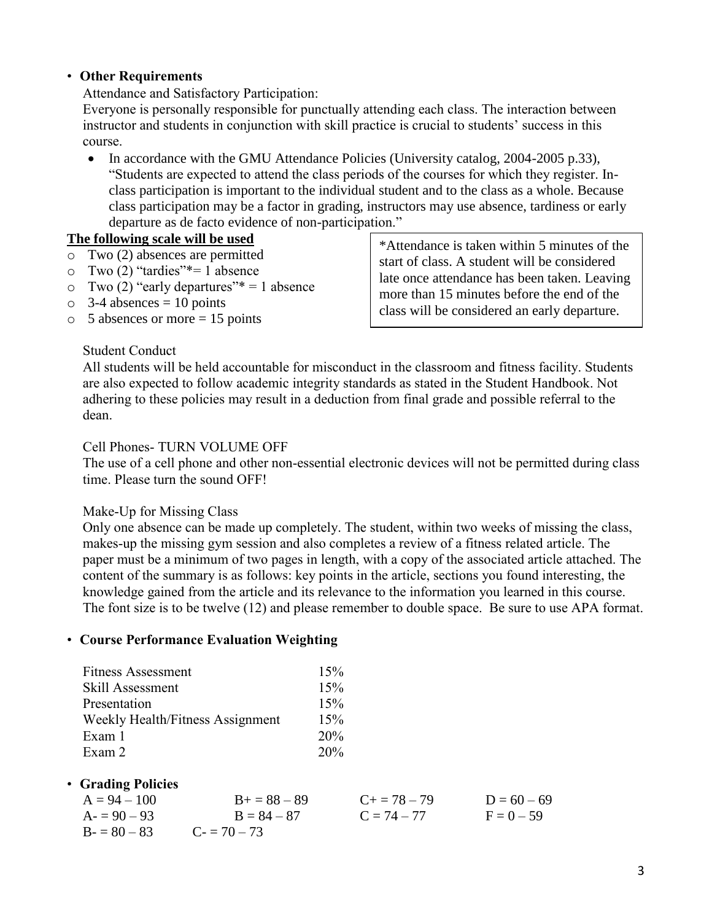- **Other Requirements**

  Attendance and Satisfactory Participation:

  Everyone is personally responsible for punctually attending each class. The interaction between instructor and students in conjunction with skill practice is crucial to students' success in this course.

  - In accordance with the GMU Attendance Policies (University catalog, 2004-2005 p.33), "Students are expected to attend the class periods of the courses for which they register. In-class participation is important to the individual student and to the class as a whole. Because class participation may be a factor in grading, instructors may use absence, tardiness or early departure as de facto evidence of non-participation."

**<u>The following scale will be used</u>**

- Two (2) absences are permitted
- Two (2) "tardies"* = 1 absence
- Two (2) "early departures"* = 1 absence
- 3-4 absences = 10 points
- 5 absences or more = 15 points

*Attendance is taken within 5 minutes of the start of class. A student will be considered late once attendance has been taken. Leaving more than 15 minutes before the end of the class will be considered an early departure.

Student Conduct

All students will be held accountable for misconduct in the classroom and fitness facility. Students are also expected to follow academic integrity standards as stated in the Student Handbook. Not adhering to these policies may result in a deduction from final grade and possible referral to the dean.

Cell Phones- TURN VOLUME OFF

The use of a cell phone and other non-essential electronic devices will not be permitted during class time. Please turn the sound OFF!

Make-Up for Missing Class

Only one absence can be made up completely. The student, within two weeks of missing the class, makes-up the missing gym session and also completes a review of a fitness related article. The paper must be a minimum of two pages in length, with a copy of the associated article attached. The content of the summary is as follows: key points in the article, sections you found interesting, the knowledge gained from the article and its relevance to the information you learned in this course. The font size is to be twelve (12) and please remember to double space. Be sure to use APA format.

- **Course Performance Evaluation Weighting**

| | |
|---|---|
| Fitness Assessment | 15% |
| Skill Assessment | 15% |
| Presentation | 15% |
| Weekly Health/Fitness Assignment | 15% |
| Exam 1 | 20% |
| Exam 2 | 20% |

- **Grading Policies**

| | | | |
|---|---|---|---|
| A = 94 – 100 | B+ = 88 – 89 | C+ = 78 – 79 | D = 60 – 69 |
| A- = 90 – 93 | B = 84 – 87 | C = 74 – 77 | F = 0 – 59 |
| B- = 80 – 83 | C- = 70 – 73 | | |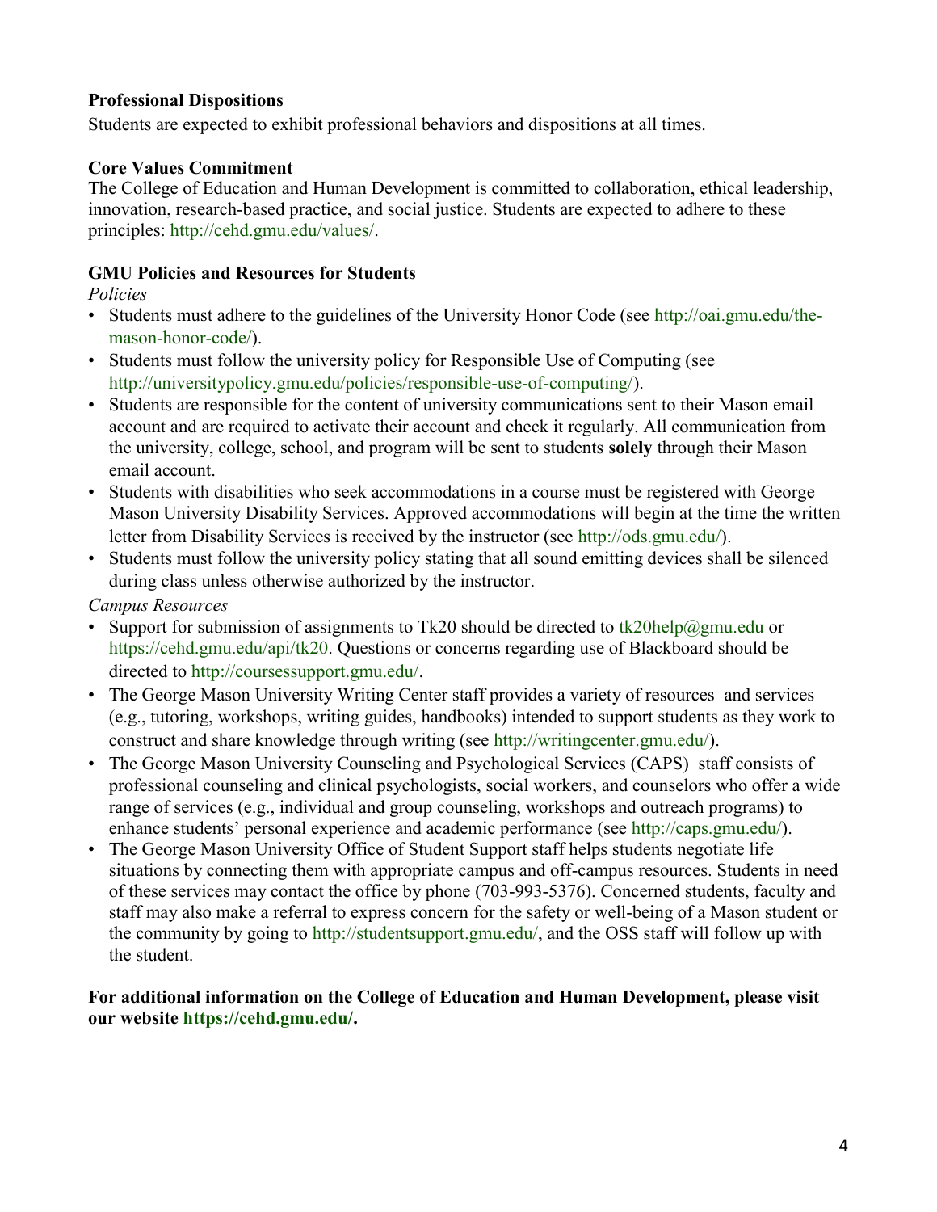**Professional Dispositions**

Students are expected to exhibit professional behaviors and dispositions at all times.

**Core Values Commitment**

The College of Education and Human Development is committed to collaboration, ethical leadership, innovation, research-based practice, and social justice. Students are expected to adhere to these principles: http://cehd.gmu.edu/values/.

**GMU Policies and Resources for Students**

*Policies*

- Students must adhere to the guidelines of the University Honor Code (see http://oai.gmu.edu/the-mason-honor-code/).
- Students must follow the university policy for Responsible Use of Computing (see http://universitypolicy.gmu.edu/policies/responsible-use-of-computing/).
- Students are responsible for the content of university communications sent to their Mason email account and are required to activate their account and check it regularly. All communication from the university, college, school, and program will be sent to students **solely** through their Mason email account.
- Students with disabilities who seek accommodations in a course must be registered with George Mason University Disability Services. Approved accommodations will begin at the time the written letter from Disability Services is received by the instructor (see http://ods.gmu.edu/).
- Students must follow the university policy stating that all sound emitting devices shall be silenced during class unless otherwise authorized by the instructor.

*Campus Resources*

- Support for submission of assignments to Tk20 should be directed to tk20help@gmu.edu or https://cehd.gmu.edu/api/tk20. Questions or concerns regarding use of Blackboard should be directed to http://coursessupport.gmu.edu/.
- The George Mason University Writing Center staff provides a variety of resources and services (e.g., tutoring, workshops, writing guides, handbooks) intended to support students as they work to construct and share knowledge through writing (see http://writingcenter.gmu.edu/).
- The George Mason University Counseling and Psychological Services (CAPS) staff consists of professional counseling and clinical psychologists, social workers, and counselors who offer a wide range of services (e.g., individual and group counseling, workshops and outreach programs) to enhance students' personal experience and academic performance (see http://caps.gmu.edu/).
- The George Mason University Office of Student Support staff helps students negotiate life situations by connecting them with appropriate campus and off-campus resources. Students in need of these services may contact the office by phone (703-993-5376). Concerned students, faculty and staff may also make a referral to express concern for the safety or well-being of a Mason student or the community by going to http://studentsupport.gmu.edu/, and the OSS staff will follow up with the student.

**For additional information on the College of Education and Human Development, please visit our website https://cehd.gmu.edu/.**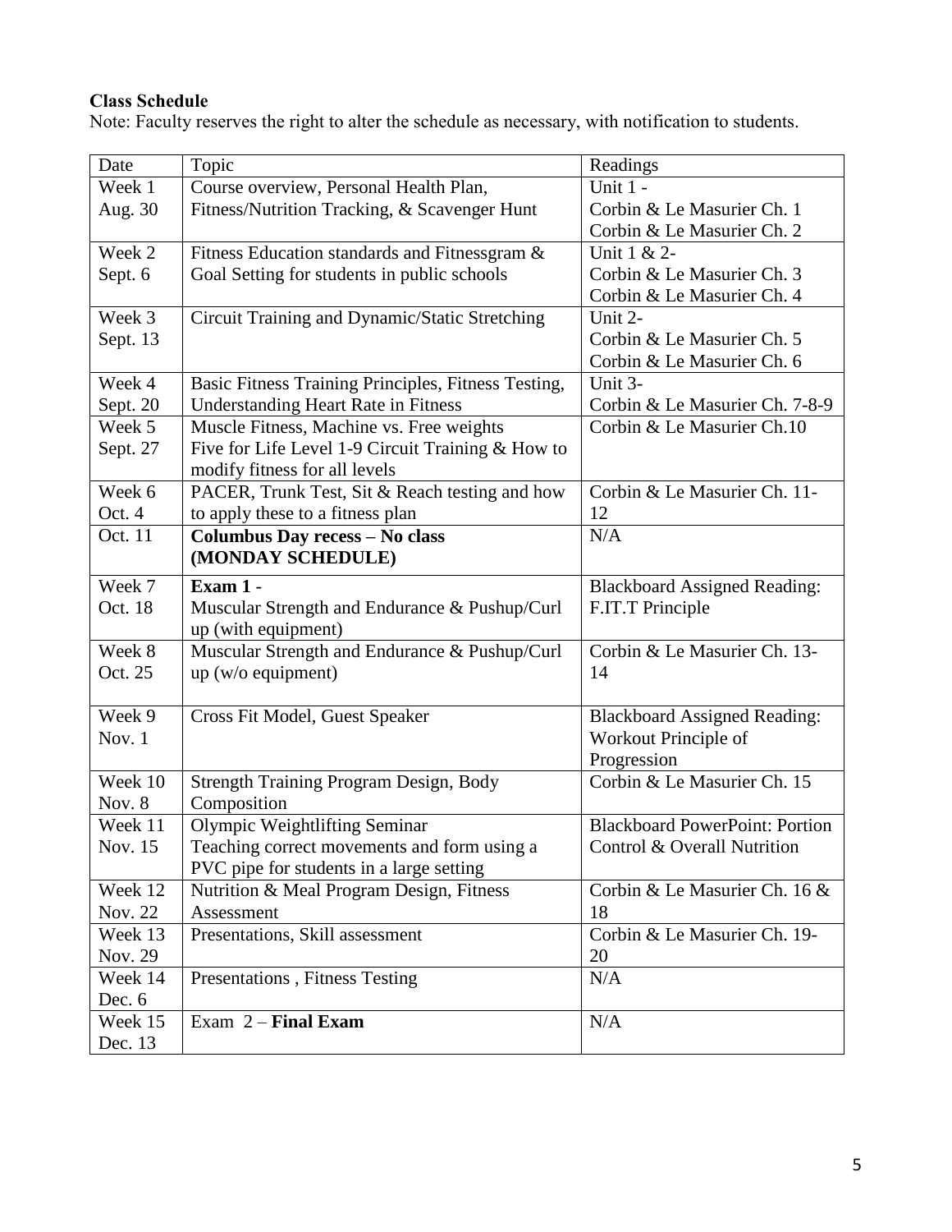**Class Schedule**

Note: Faculty reserves the right to alter the schedule as necessary, with notification to students.

| Date | Topic | Readings |
|---|---|---|
| Week 1 Aug. 30 | Course overview, Personal Health Plan, Fitness/Nutrition Tracking, & Scavenger Hunt | Unit 1 - Corbin & Le Masurier Ch. 1 Corbin & Le Masurier Ch. 2 |
| Week 2 Sept. 6 | Fitness Education standards and Fitnessgram & Goal Setting for students in public schools | Unit 1 & 2- Corbin & Le Masurier Ch. 3 Corbin & Le Masurier Ch. 4 |
| Week 3 Sept. 13 | Circuit Training and Dynamic/Static Stretching | Unit 2- Corbin & Le Masurier Ch. 5 Corbin & Le Masurier Ch. 6 |
| Week 4 Sept. 20 | Basic Fitness Training Principles, Fitness Testing, Understanding Heart Rate in Fitness | Unit 3- Corbin & Le Masurier Ch. 7-8-9 |
| Week 5 Sept. 27 | Muscle Fitness, Machine vs. Free weights Five for Life Level 1-9 Circuit Training & How to modify fitness for all levels | Corbin & Le Masurier Ch.10 |
| Week 6 Oct. 4 | PACER, Trunk Test, Sit & Reach testing and how to apply these to a fitness plan | Corbin & Le Masurier Ch. 11-12 |
| Oct. 11 | **Columbus Day recess – No class (MONDAY SCHEDULE)** | N/A |
| Week 7 Oct. 18 | **Exam 1** - Muscular Strength and Endurance & Pushup/Curl up (with equipment) | Blackboard Assigned Reading: F.IT.T Principle |
| Week 8 Oct. 25 | Muscular Strength and Endurance & Pushup/Curl up (w/o equipment) | Corbin & Le Masurier Ch. 13-14 |
| Week 9 Nov. 1 | Cross Fit Model, Guest Speaker | Blackboard Assigned Reading: Workout Principle of Progression |
| Week 10 Nov. 8 | Strength Training Program Design, Body Composition | Corbin & Le Masurier Ch. 15 |
| Week 11 Nov. 15 | Olympic Weightlifting Seminar Teaching correct movements and form using a PVC pipe for students in a large setting | Blackboard PowerPoint: Portion Control & Overall Nutrition |
| Week 12 Nov. 22 | Nutrition & Meal Program Design, Fitness Assessment | Corbin & Le Masurier Ch. 16 & 18 |
| Week 13 Nov. 29 | Presentations, Skill assessment | Corbin & Le Masurier Ch. 19-20 |
| Week 14 Dec. 6 | Presentations , Fitness Testing | N/A |
| Week 15 Dec. 13 | Exam 2 – **Final Exam** | N/A |